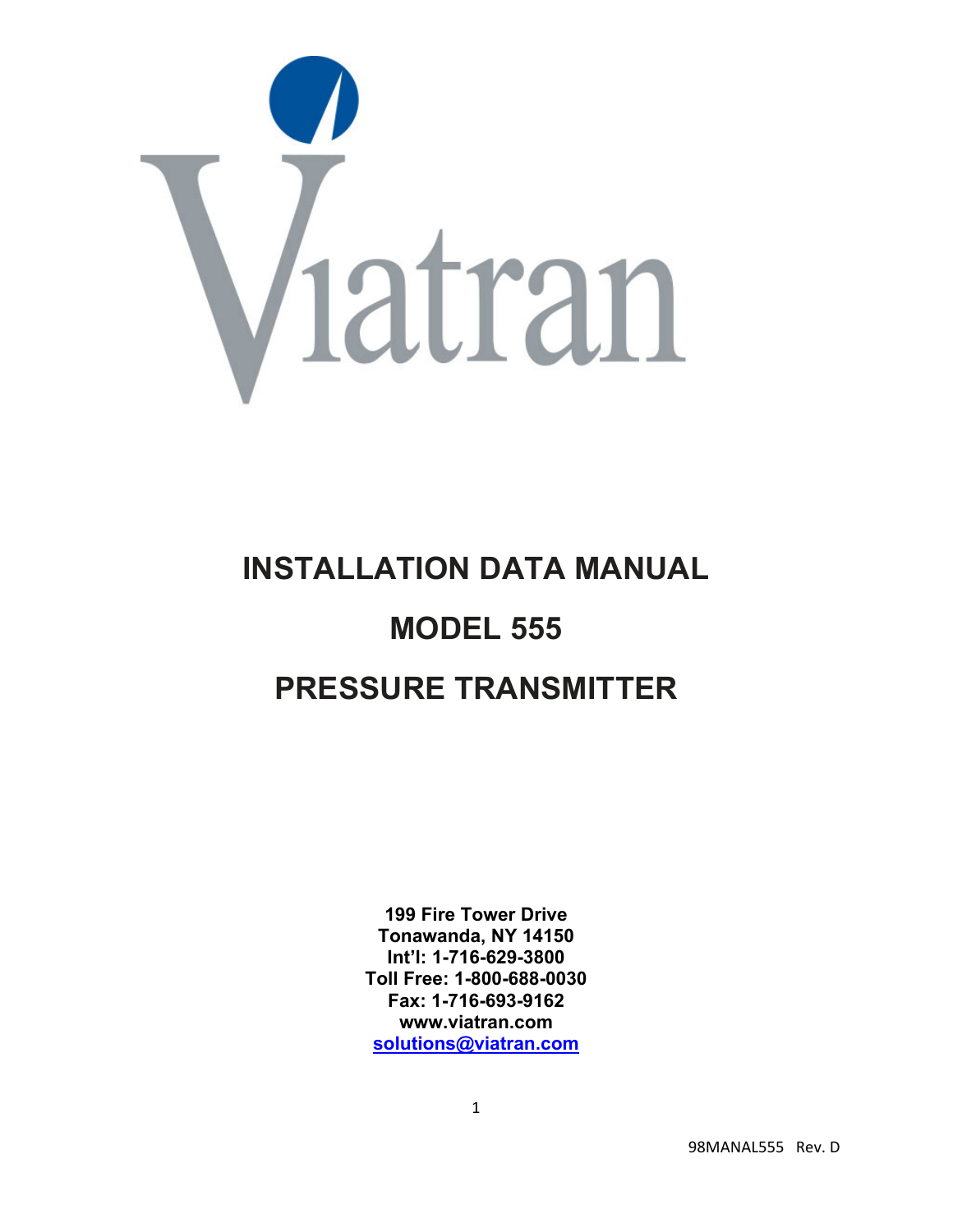Viatran

# INSTALLATION DATA MANUAL

# MODEL 555

# PRESSURE TRANSMITTER

**199 Fire Tower Drive**
**Tonawanda, NY 14150**
**Int'l: 1-716-629-3800**
**Toll Free: 1-800-688-0030**
**Fax: 1-716-693-9162**
**www.viatran.com**
**solutions@viatran.com**

98MANAL555 Rev. D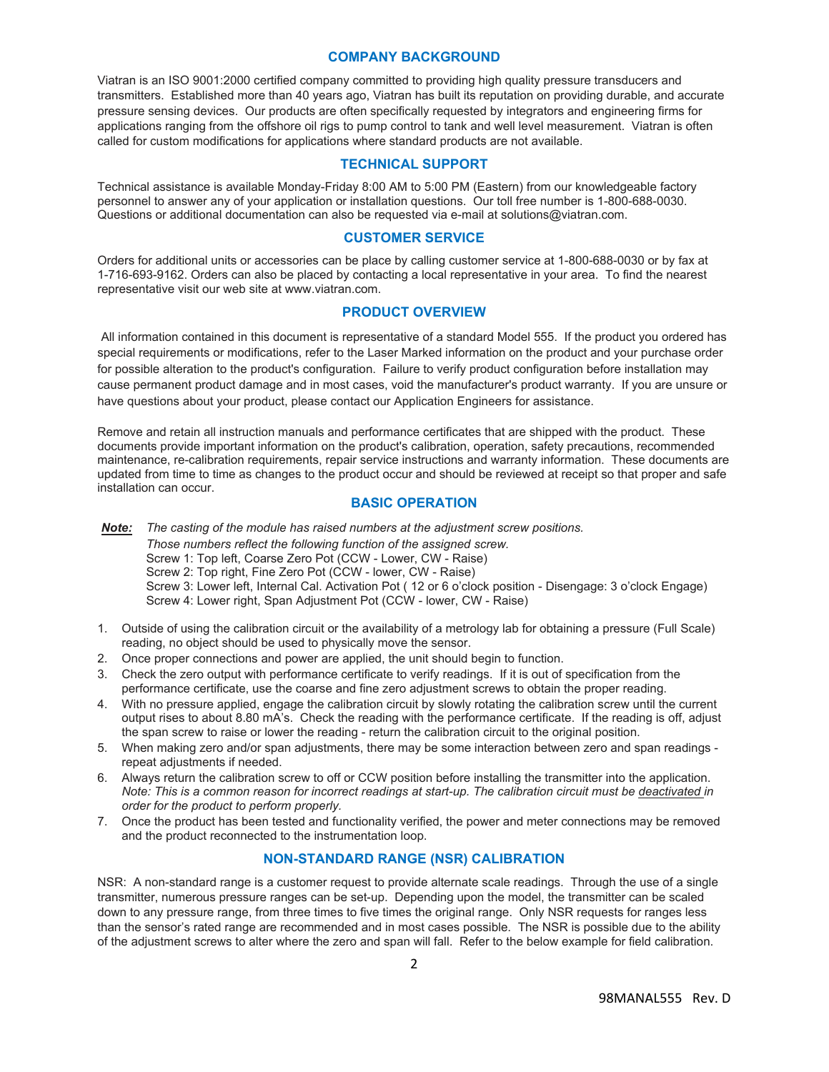## COMPANY BACKGROUND

Viatran is an ISO 9001:2000 certified company committed to providing high quality pressure transducers and transmitters. Established more than 40 years ago, Viatran has built its reputation on providing durable, and accurate pressure sensing devices. Our products are often specifically requested by integrators and engineering firms for applications ranging from the offshore oil rigs to pump control to tank and well level measurement. Viatran is often called for custom modifications for applications where standard products are not available.

## TECHNICAL SUPPORT

Technical assistance is available Monday-Friday 8:00 AM to 5:00 PM (Eastern) from our knowledgeable factory personnel to answer any of your application or installation questions. Our toll free number is 1-800-688-0030. Questions or additional documentation can also be requested via e-mail at solutions@viatran.com.

## CUSTOMER SERVICE

Orders for additional units or accessories can be place by calling customer service at 1-800-688-0030 or by fax at 1-716-693-9162. Orders can also be placed by contacting a local representative in your area. To find the nearest representative visit our web site at www.viatran.com.

## PRODUCT OVERVIEW

All information contained in this document is representative of a standard Model 555. If the product you ordered has special requirements or modifications, refer to the Laser Marked information on the product and your purchase order for possible alteration to the product's configuration. Failure to verify product configuration before installation may cause permanent product damage and in most cases, void the manufacturer's product warranty. If you are unsure or have questions about your product, please contact our Application Engineers for assistance.

Remove and retain all instruction manuals and performance certificates that are shipped with the product. These documents provide important information on the product's calibration, operation, safety precautions, recommended maintenance, re-calibration requirements, repair service instructions and warranty information. These documents are updated from time to time as changes to the product occur and should be reviewed at receipt so that proper and safe installation can occur.

## BASIC OPERATION

***Note:*** *The casting of the module has raised numbers at the adjustment screw positions.*
*Those numbers reflect the following function of the assigned screw.*
Screw 1: Top left, Coarse Zero Pot (CCW - Lower, CW - Raise)
Screw 2: Top right, Fine Zero Pot (CCW - lower, CW - Raise)
Screw 3: Lower left, Internal Cal. Activation Pot ( 12 or 6 o'clock position - Disengage: 3 o'clock Engage)
Screw 4: Lower right, Span Adjustment Pot (CCW - lower, CW - Raise)

1. Outside of using the calibration circuit or the availability of a metrology lab for obtaining a pressure (Full Scale) reading, no object should be used to physically move the sensor.
2. Once proper connections and power are applied, the unit should begin to function.
3. Check the zero output with performance certificate to verify readings. If it is out of specification from the performance certificate, use the coarse and fine zero adjustment screws to obtain the proper reading.
4. With no pressure applied, engage the calibration circuit by slowly rotating the calibration screw until the current output rises to about 8.80 mA's. Check the reading with the performance certificate. If the reading is off, adjust the span screw to raise or lower the reading - return the calibration circuit to the original position.
5. When making zero and/or span adjustments, there may be some interaction between zero and span readings - repeat adjustments if needed.
6. Always return the calibration screw to off or CCW position before installing the transmitter into the application. *Note: This is a common reason for incorrect readings at start-up. The calibration circuit must be deactivated in order for the product to perform properly.*
7. Once the product has been tested and functionality verified, the power and meter connections may be removed and the product reconnected to the instrumentation loop.

## NON-STANDARD RANGE (NSR) CALIBRATION

NSR: A non-standard range is a customer request to provide alternate scale readings. Through the use of a single transmitter, numerous pressure ranges can be set-up. Depending upon the model, the transmitter can be scaled down to any pressure range, from three times to five times the original range. Only NSR requests for ranges less than the sensor's rated range are recommended and in most cases possible. The NSR is possible due to the ability of the adjustment screws to alter where the zero and span will fall. Refer to the below example for field calibration.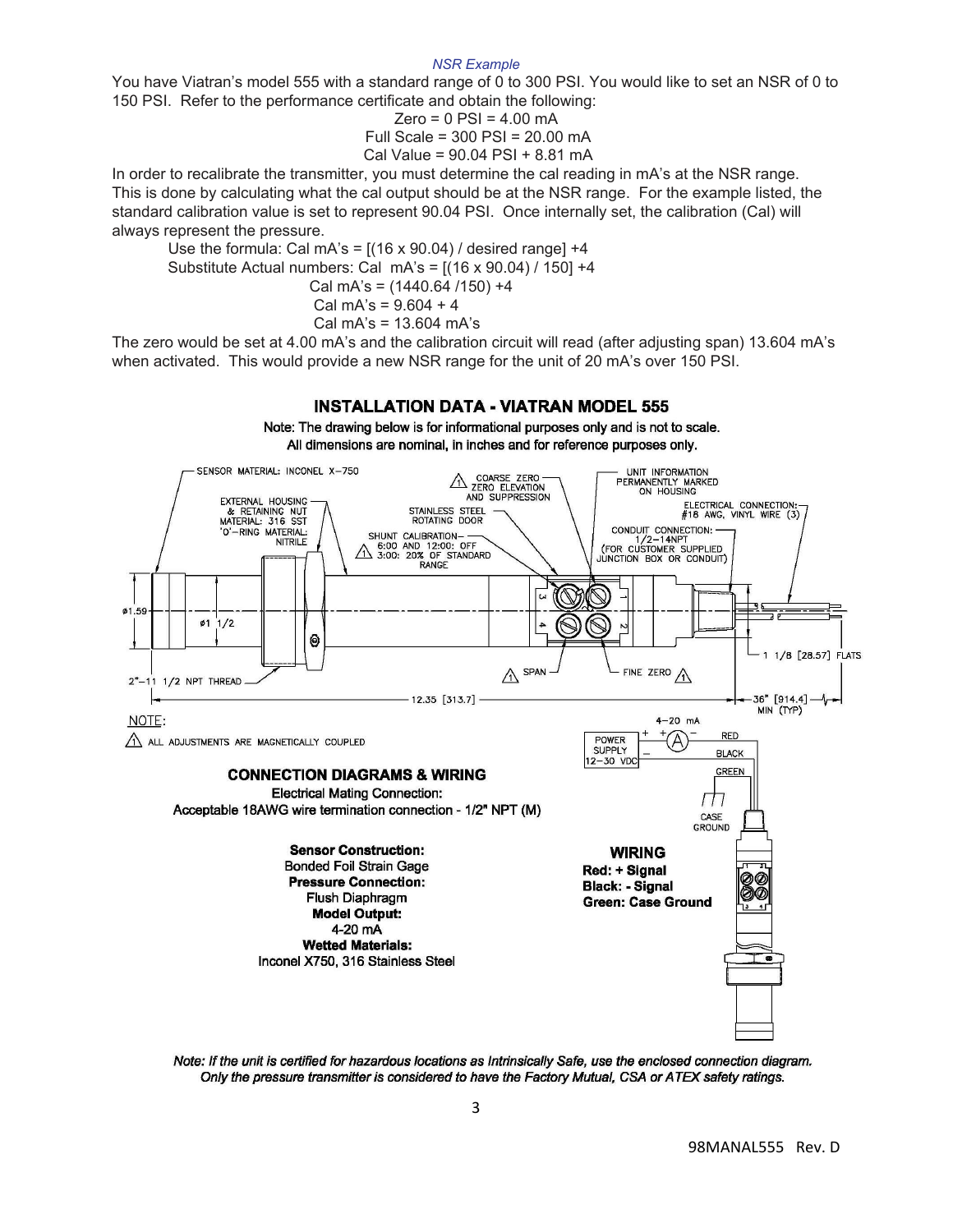*NSR Example*

You have Viatran's model 555 with a standard range of 0 to 300 PSI. You would like to set an NSR of 0 to 150 PSI. Refer to the performance certificate and obtain the following:

Zero = 0 PSI = 4.00 mA
Full Scale = 300 PSI = 20.00 mA
Cal Value = 90.04 PSI + 8.81 mA

In order to recalibrate the transmitter, you must determine the cal reading in mA's at the NSR range. This is done by calculating what the cal output should be at the NSR range. For the example listed, the standard calibration value is set to represent 90.04 PSI. Once internally set, the calibration (Cal) will always represent the pressure.

Use the formula: Cal mA's = [(16 x 90.04) / desired range] +4
Substitute Actual numbers: Cal mA's = [(16 x 90.04) / 150] +4
Cal mA's = (1440.64 /150) +4
Cal mA's = 9.604 + 4
Cal mA's = 13.604 mA's

The zero would be set at 4.00 mA's and the calibration circuit will read (after adjusting span) 13.604 mA's when activated. This would provide a new NSR range for the unit of 20 mA's over 150 PSI.

## INSTALLATION DATA - VIATRAN MODEL 555

Note: The drawing below is for informational purposes only and is not to scale.
All dimensions are nominal, in inches and for reference purposes only.

SENSOR MATERIAL: INCONEL X-750
EXTERNAL HOUSING & RETAINING NUT MATERIAL: 316 SST
'O'-RING MATERIAL: NITRILE
COARSE ZERO ZERO ELEVATION AND SUPPRESSION
STAINLESS STEEL ROTATING DOOR
SHUNT CALIBRATION— 6:00 AND 12:00: OFF 3:00: 20% OF STANDARD RANGE
UNIT INFORMATION PERMANENTLY MARKED ON HOUSING
ELECTRICAL CONNECTION: #18 AWG, VINYL WIRE (3)
CONDUIT CONNECTION: 1/2-14NPT (FOR CUSTOMER SUPPLIED JUNCTION BOX OR CONDUIT)
ø1.59
ø1 1/2
1 1/8 [28.57] FLATS
2"-11 1/2 NPT THREAD
SPAN
FINE ZERO
12.35 [313.7]
36" [914.4] MIN (TYP)

NOTE:
ALL ADJUSTMENTS ARE MAGNETICALLY COUPLED

4-20 mA
POWER SUPPLY 12-30 VDC
RED
BLACK
GREEN
CASE GROUND

### CONNECTION DIAGRAMS & WIRING

Electrical Mating Connection:
Acceptable 18AWG wire termination connection - 1/2" NPT (M)

**Sensor Construction:**
Bonded Foil Strain Gage
**Pressure Connection:**
Flush Diaphragm
**Model Output:**
4-20 mA
**Wetted Materials:**
Inconel X750, 316 Stainless Steel

**WIRING**
**Red: + Signal**
**Black: - Signal**
**Green: Case Ground**

***Note: If the unit is certified for hazardous locations as Intrinsically Safe, use the enclosed connection diagram. Only the pressure transmitter is considered to have the Factory Mutual, CSA or ATEX safety ratings.***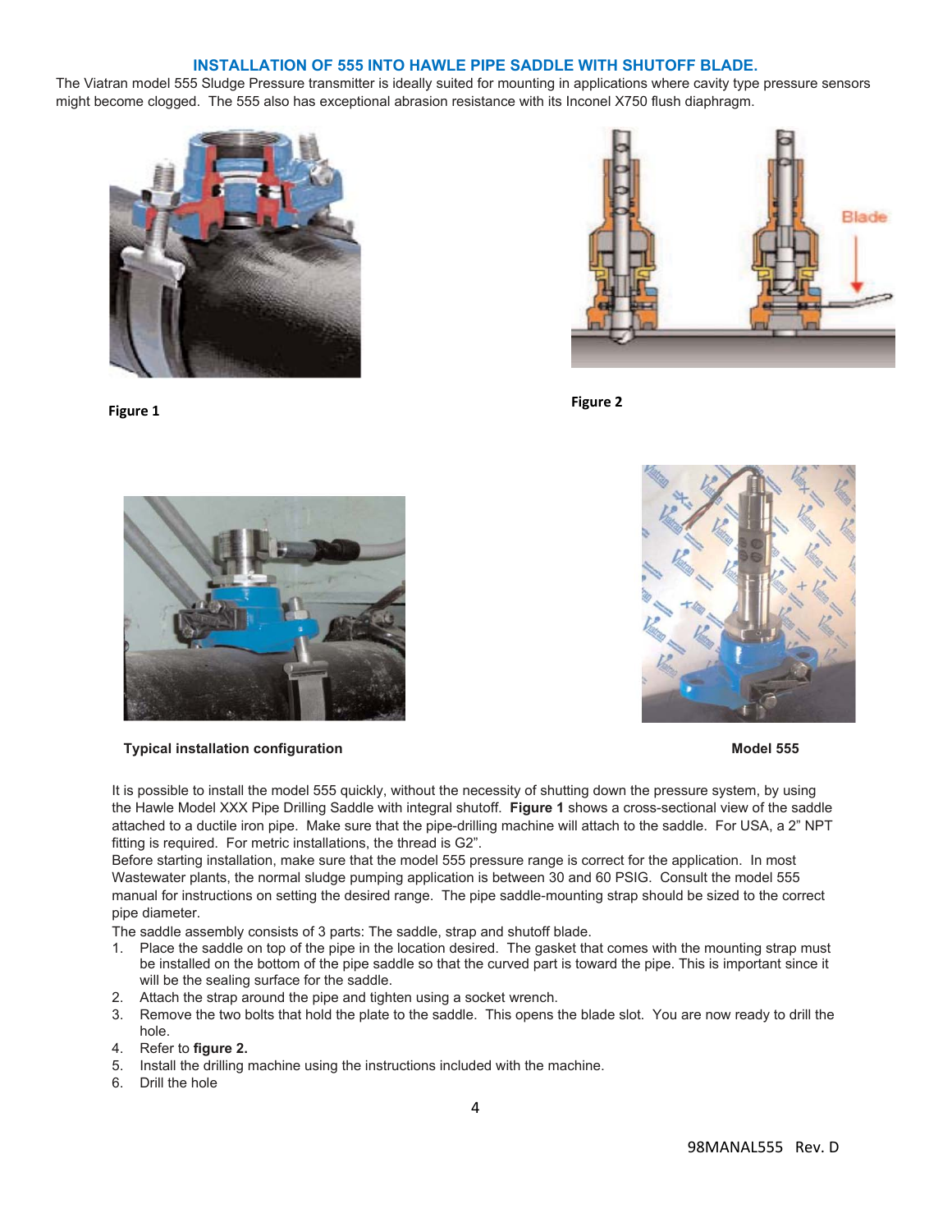## INSTALLATION OF 555 INTO HAWLE PIPE SADDLE WITH SHUTOFF BLADE.

The Viatran model 555 Sludge Pressure transmitter is ideally suited for mounting in applications where cavity type pressure sensors might become clogged. The 555 also has exceptional abrasion resistance with its Inconel X750 flush diaphragm.

**Figure 1**

**Figure 2**

**Typical installation configuration**

**Model 555**

It is possible to install the model 555 quickly, without the necessity of shutting down the pressure system, by using the Hawle Model XXX Pipe Drilling Saddle with integral shutoff. **Figure 1** shows a cross-sectional view of the saddle attached to a ductile iron pipe. Make sure that the pipe-drilling machine will attach to the saddle. For USA, a 2" NPT fitting is required. For metric installations, the thread is G2".

Before starting installation, make sure that the model 555 pressure range is correct for the application. In most Wastewater plants, the normal sludge pumping application is between 30 and 60 PSIG. Consult the model 555 manual for instructions on setting the desired range. The pipe saddle-mounting strap should be sized to the correct pipe diameter.

The saddle assembly consists of 3 parts: The saddle, strap and shutoff blade.

1. Place the saddle on top of the pipe in the location desired. The gasket that comes with the mounting strap must be installed on the bottom of the pipe saddle so that the curved part is toward the pipe. This is important since it will be the sealing surface for the saddle.
2. Attach the strap around the pipe and tighten using a socket wrench.
3. Remove the two bolts that hold the plate to the saddle. This opens the blade slot. You are now ready to drill the hole.
4. Refer to **figure 2.**
5. Install the drilling machine using the instructions included with the machine.
6. Drill the hole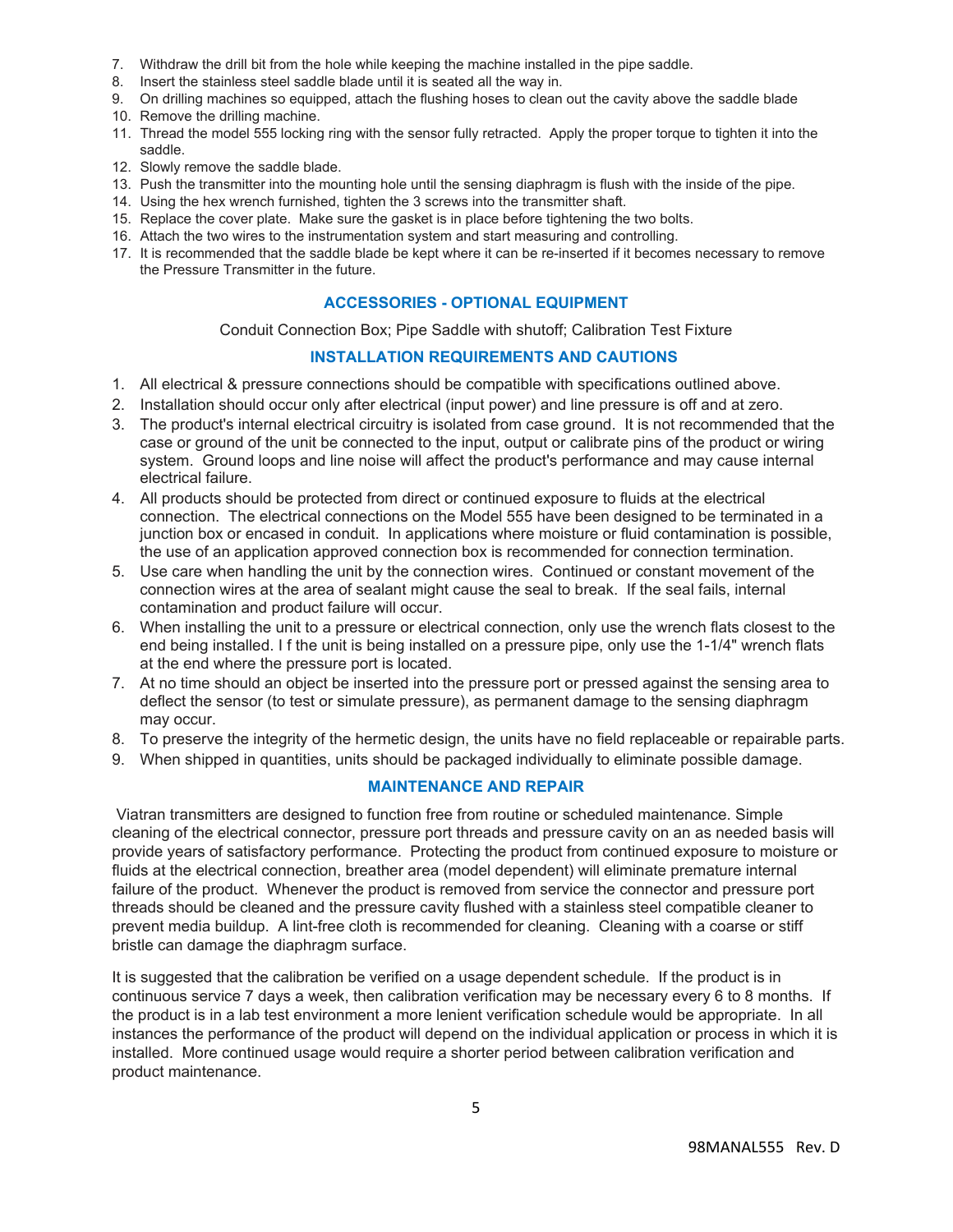7. Withdraw the drill bit from the hole while keeping the machine installed in the pipe saddle.
8. Insert the stainless steel saddle blade until it is seated all the way in.
9. On drilling machines so equipped, attach the flushing hoses to clean out the cavity above the saddle blade
10. Remove the drilling machine.
11. Thread the model 555 locking ring with the sensor fully retracted. Apply the proper torque to tighten it into the saddle.
12. Slowly remove the saddle blade.
13. Push the transmitter into the mounting hole until the sensing diaphragm is flush with the inside of the pipe.
14. Using the hex wrench furnished, tighten the 3 screws into the transmitter shaft.
15. Replace the cover plate. Make sure the gasket is in place before tightening the two bolts.
16. Attach the two wires to the instrumentation system and start measuring and controlling.
17. It is recommended that the saddle blade be kept where it can be re-inserted if it becomes necessary to remove the Pressure Transmitter in the future.

## ACCESSORIES - OPTIONAL EQUIPMENT

Conduit Connection Box; Pipe Saddle with shutoff; Calibration Test Fixture

## INSTALLATION REQUIREMENTS AND CAUTIONS

1. All electrical & pressure connections should be compatible with specifications outlined above.
2. Installation should occur only after electrical (input power) and line pressure is off and at zero.
3. The product's internal electrical circuitry is isolated from case ground. It is not recommended that the case or ground of the unit be connected to the input, output or calibrate pins of the product or wiring system. Ground loops and line noise will affect the product's performance and may cause internal electrical failure.
4. All products should be protected from direct or continued exposure to fluids at the electrical connection. The electrical connections on the Model 555 have been designed to be terminated in a junction box or encased in conduit. In applications where moisture or fluid contamination is possible, the use of an application approved connection box is recommended for connection termination.
5. Use care when handling the unit by the connection wires. Continued or constant movement of the connection wires at the area of sealant might cause the seal to break. If the seal fails, internal contamination and product failure will occur.
6. When installing the unit to a pressure or electrical connection, only use the wrench flats closest to the end being installed. I f the unit is being installed on a pressure pipe, only use the 1-1/4" wrench flats at the end where the pressure port is located.
7. At no time should an object be inserted into the pressure port or pressed against the sensing area to deflect the sensor (to test or simulate pressure), as permanent damage to the sensing diaphragm may occur.
8. To preserve the integrity of the hermetic design, the units have no field replaceable or repairable parts.
9. When shipped in quantities, units should be packaged individually to eliminate possible damage.

## MAINTENANCE AND REPAIR

Viatran transmitters are designed to function free from routine or scheduled maintenance. Simple cleaning of the electrical connector, pressure port threads and pressure cavity on an as needed basis will provide years of satisfactory performance. Protecting the product from continued exposure to moisture or fluids at the electrical connection, breather area (model dependent) will eliminate premature internal failure of the product. Whenever the product is removed from service the connector and pressure port threads should be cleaned and the pressure cavity flushed with a stainless steel compatible cleaner to prevent media buildup. A lint-free cloth is recommended for cleaning. Cleaning with a coarse or stiff bristle can damage the diaphragm surface.

It is suggested that the calibration be verified on a usage dependent schedule. If the product is in continuous service 7 days a week, then calibration verification may be necessary every 6 to 8 months. If the product is in a lab test environment a more lenient verification schedule would be appropriate. In all instances the performance of the product will depend on the individual application or process in which it is installed. More continued usage would require a shorter period between calibration verification and product maintenance.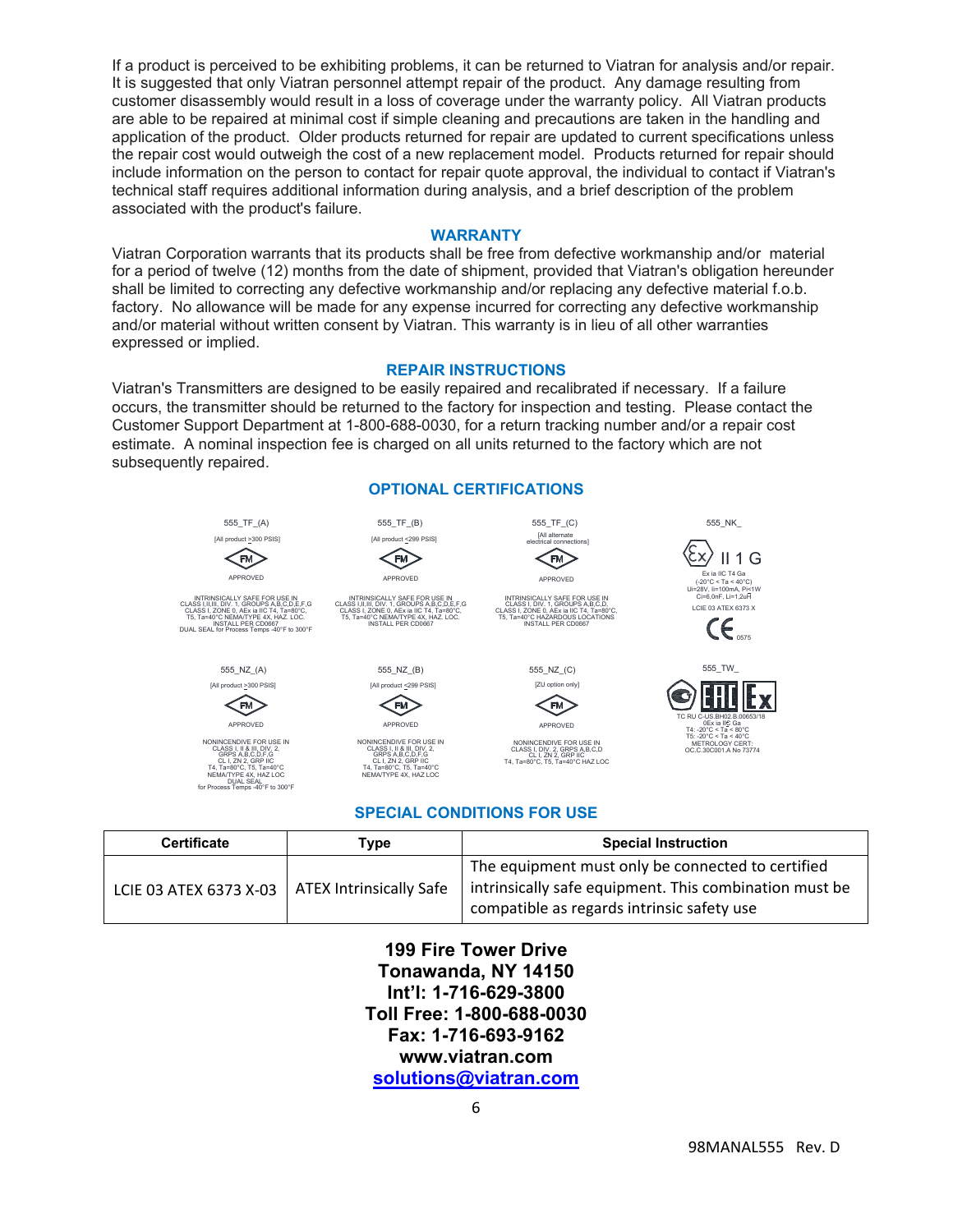If a product is perceived to be exhibiting problems, it can be returned to Viatran for analysis and/or repair. It is suggested that only Viatran personnel attempt repair of the product. Any damage resulting from customer disassembly would result in a loss of coverage under the warranty policy. All Viatran products are able to be repaired at minimal cost if simple cleaning and precautions are taken in the handling and application of the product. Older products returned for repair are updated to current specifications unless the repair cost would outweigh the cost of a new replacement model. Products returned for repair should include information on the person to contact for repair quote approval, the individual to contact if Viatran's technical staff requires additional information during analysis, and a brief description of the problem associated with the product's failure.

## WARRANTY

Viatran Corporation warrants that its products shall be free from defective workmanship and/or material for a period of twelve (12) months from the date of shipment, provided that Viatran's obligation hereunder shall be limited to correcting any defective workmanship and/or replacing any defective material f.o.b. factory. No allowance will be made for any expense incurred for correcting any defective workmanship and/or material without written consent by Viatran. This warranty is in lieu of all other warranties expressed or implied.

## REPAIR INSTRUCTIONS

Viatran's Transmitters are designed to be easily repaired and recalibrated if necessary. If a failure occurs, the transmitter should be returned to the factory for inspection and testing. Please contact the Customer Support Department at 1-800-688-0030, for a return tracking number and/or a repair cost estimate. A nominal inspection fee is charged on all units returned to the factory which are not subsequently repaired.

## OPTIONAL CERTIFICATIONS

555_TF_(A)
[All product ≥300 PSIS]
FM APPROVED
INTRINSICALLY SAFE FOR USE IN CLASS I,II,III, DIV. 1, GROUPS A,B,C,D,E,F,G CLASS I, ZONE 0, AEx ia IIC T4, Ta=80°C, T5, Ta=40°C NEMA/TYPE 4X, HAZ. LOC. INSTALL PER CD0667 DUAL SEAL for Process Temps -40°F to 300°F

555_TF_(B)
[All product ≤299 PSIS]
FM APPROVED
INTRINSICALLY SAFE FOR USE IN CLASS I,II,III, DIV. 1, GROUPS A,B,C,D,E,F,G CLASS I, ZONE 0, AEx ia IIC T4, Ta=80°C, T5, Ta=40°C NEMA/TYPE 4X, HAZ. LOC. INSTALL PER CD0667

555_TF_(C)
[All alternate electrical connections]
FM APPROVED
INTRINSICALLY SAFE FOR USE IN CLASS I, DIV. 1, GROUPS A,B,C,D. CLASS I, ZONE 0, AEx ia IIC T4, Ta=80°C, T5, Ta=40°C HAZARDOUS LOCATIONS INSTALL PER CD0667

555_NK_
II 1 G
Ex ia IIC T4 Ga
(-20°C < Ta < 40°C)
Ui=28V, Ii=100mA, Pi<1W
Ci=6,0nF, Li=1,2uH
LCIE 03 ATEX 6373 X
CE 0575

555_NZ_(A)
[All product ≥300 PSIS]
FM APPROVED
NONINCENDIVE FOR USE IN CLASS I, II & III, DIV. 2, GRPS A,B,C,D,F,G CL I, ZN 2, GRP IIC T4, Ta=80°C, T5, Ta=40°C NEMA/TYPE 4X, HAZ LOC DUAL SEAL for Process Temps -40°F to 300°F

555_NZ_(B)
[All product ≤299 PSIS]
FM APPROVED
NONINCENDIVE FOR USE IN CLASS I, II & III, DIV. 2, GRPS A,B,C,D,F,G CL I, ZN 2, GRP IIC T4, Ta=80°C, T5, Ta=40°C NEMA/TYPE 4X, HAZ LOC

555_NZ_(C)
[ZU option only]
FM APPROVED
NONINCENDIVE FOR USE IN CLASS I, DIV. 2, GRPS A,B,C,D CL I, ZN 2, GRP IIC T4, Ta=80°C, T5, Ta=40°C HAZ LOC

555_TW_
TC RU C-US.BH02.B.00653/18
0Ex ia IIC Ga
T4: -20°C < Ta < 80°C
T5: -20°C < Ta < 40°C
METROLOGY CERT: OC.C.30C001.A No 73774

## SPECIAL CONDITIONS FOR USE

| Certificate | Type | Special Instruction |
|---|---|---|
| LCIE 03 ATEX 6373 X-03 | ATEX Intrinsically Safe | The equipment must only be connected to certified intrinsically safe equipment. This combination must be compatible as regards intrinsic safety use |

**199 Fire Tower Drive**
**Tonawanda, NY 14150**
**Int'l: 1-716-629-3800**
**Toll Free: 1-800-688-0030**
**Fax: 1-716-693-9162**
**www.viatran.com**
**solutions@viatran.com**

98MANAL555 Rev. D